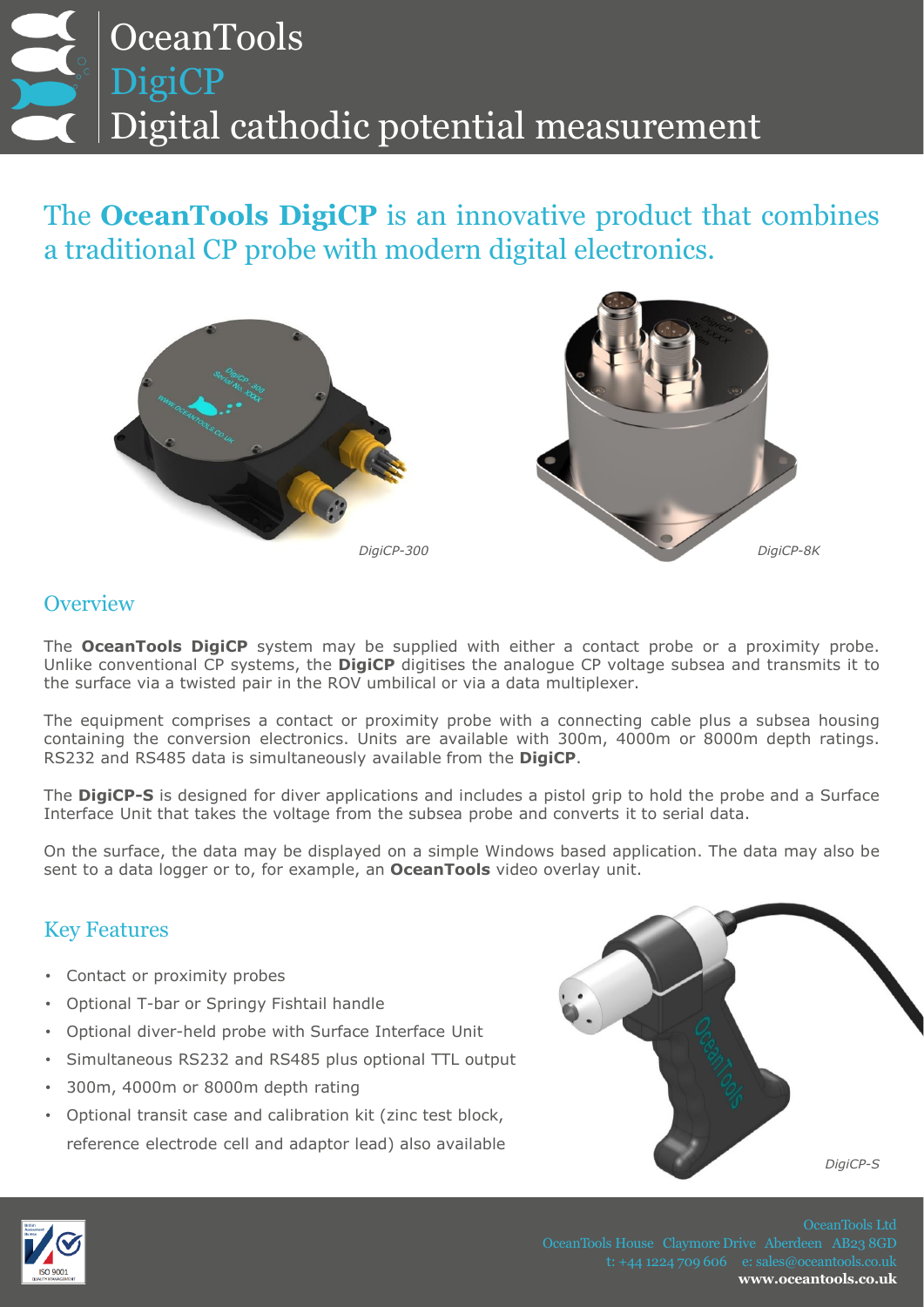# OceanTools
## DigiCP
## Digital cathodic potential measurement

The **OceanTools DigiCP** is an innovative product that combines a traditional CP probe with modern digital electronics.

*DigiCP-300*

*DigiCP-8K*

## Overview

The **OceanTools DigiCP** system may be supplied with either a contact probe or a proximity probe. Unlike conventional CP systems, the **DigiCP** digitises the analogue CP voltage subsea and transmits it to the surface via a twisted pair in the ROV umbilical or via a data multiplexer.

The equipment comprises a contact or proximity probe with a connecting cable plus a subsea housing containing the conversion electronics. Units are available with 300m, 4000m or 8000m depth ratings. RS232 and RS485 data is simultaneously available from the **DigiCP**.

The **DigiCP-S** is designed for diver applications and includes a pistol grip to hold the probe and a Surface Interface Unit that takes the voltage from the subsea probe and converts it to serial data.

On the surface, the data may be displayed on a simple Windows based application. The data may also be sent to a data logger or to, for example, an **OceanTools** video overlay unit.

## Key Features

- Contact or proximity probes
- Optional T-bar or Springy Fishtail handle
- Optional diver-held probe with Surface Interface Unit
- Simultaneous RS232 and RS485 plus optional TTL output
- 300m, 4000m or 8000m depth rating
- Optional transit case and calibration kit (zinc test block, reference electrode cell and adaptor lead) also available

*DigiCP-S*

OceanTools Ltd
OceanTools House Claymore Drive Aberdeen AB23 8GD
t: +44 1224 709 606 e: sales@oceantools.co.uk
**www.oceantools.co.uk**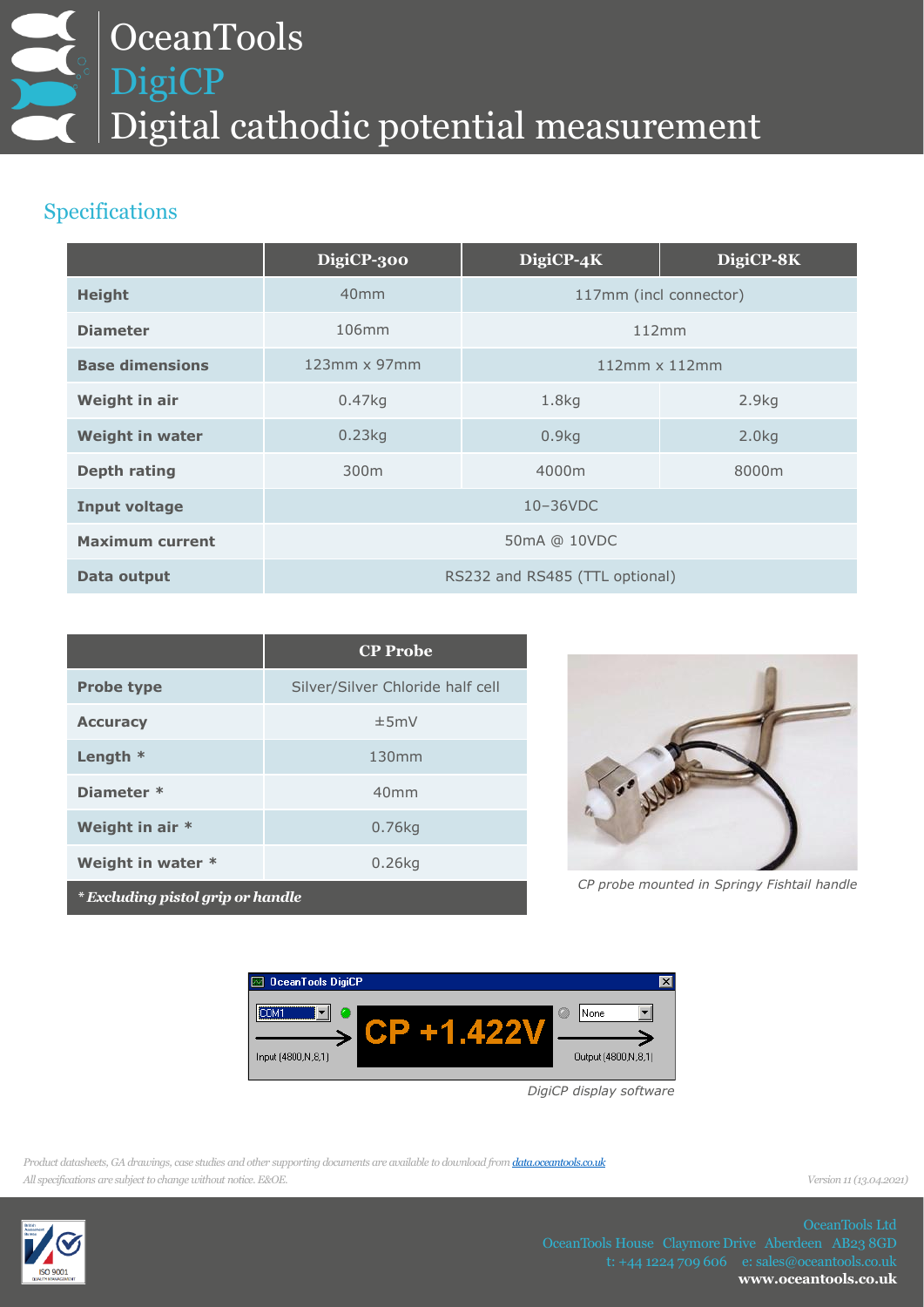# OceanTools DigiCP

## Digital cathodic potential measurement

## Specifications

| | DigiCP-300 | DigiCP-4K | DigiCP-8K |
|---|---|---|---|
| **Height** | 40mm | 117mm (incl connector) | |
| **Diameter** | 106mm | 112mm | |
| **Base dimensions** | 123mm x 97mm | 112mm x 112mm | |
| **Weight in air** | 0.47kg | 1.8kg | 2.9kg |
| **Weight in water** | 0.23kg | 0.9kg | 2.0kg |
| **Depth rating** | 300m | 4000m | 8000m |
| **Input voltage** | 10–36VDC | | |
| **Maximum current** | 50mA @ 10VDC | | |
| **Data output** | RS232 and RS485 (TTL optional) | | |

| | CP Probe |
|---|---|
| **Probe type** | Silver/Silver Chloride half cell |
| **Accuracy** | ±5mV |
| **Length** * | 130mm |
| **Diameter** * | 40mm |
| **Weight in air** * | 0.76kg |
| **Weight in water** * | 0.26kg |

***Excluding pistol grip or handle***

*CP probe mounted in Springy Fishtail handle*

*DigiCP display software*

*Product datasheets, GA drawings, case studies and other supporting documents are available to download from [data.oceantools.co.uk](data.oceantools.co.uk)*
*All specifications are subject to change without notice. E&OE.*

*Version 11 (13.04.2021)*

OceanTools Ltd
OceanTools House Claymore Drive Aberdeen AB23 8GD
t: +44 1224 709 606 e: sales@oceantools.co.uk
**www.oceantools.co.uk**